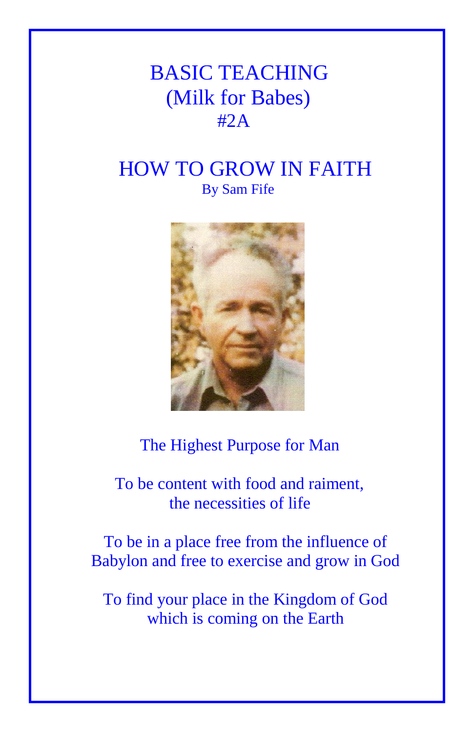# BASIC TEACHING
## (Milk for Babes)
## #2A

# HOW TO GROW IN FAITH

By Sam Fife

The Highest Purpose for Man

To be content with food and raiment,
the necessities of life

To be in a place free from the influence of
Babylon and free to exercise and grow in God

To find your place in the Kingdom of God
which is coming on the Earth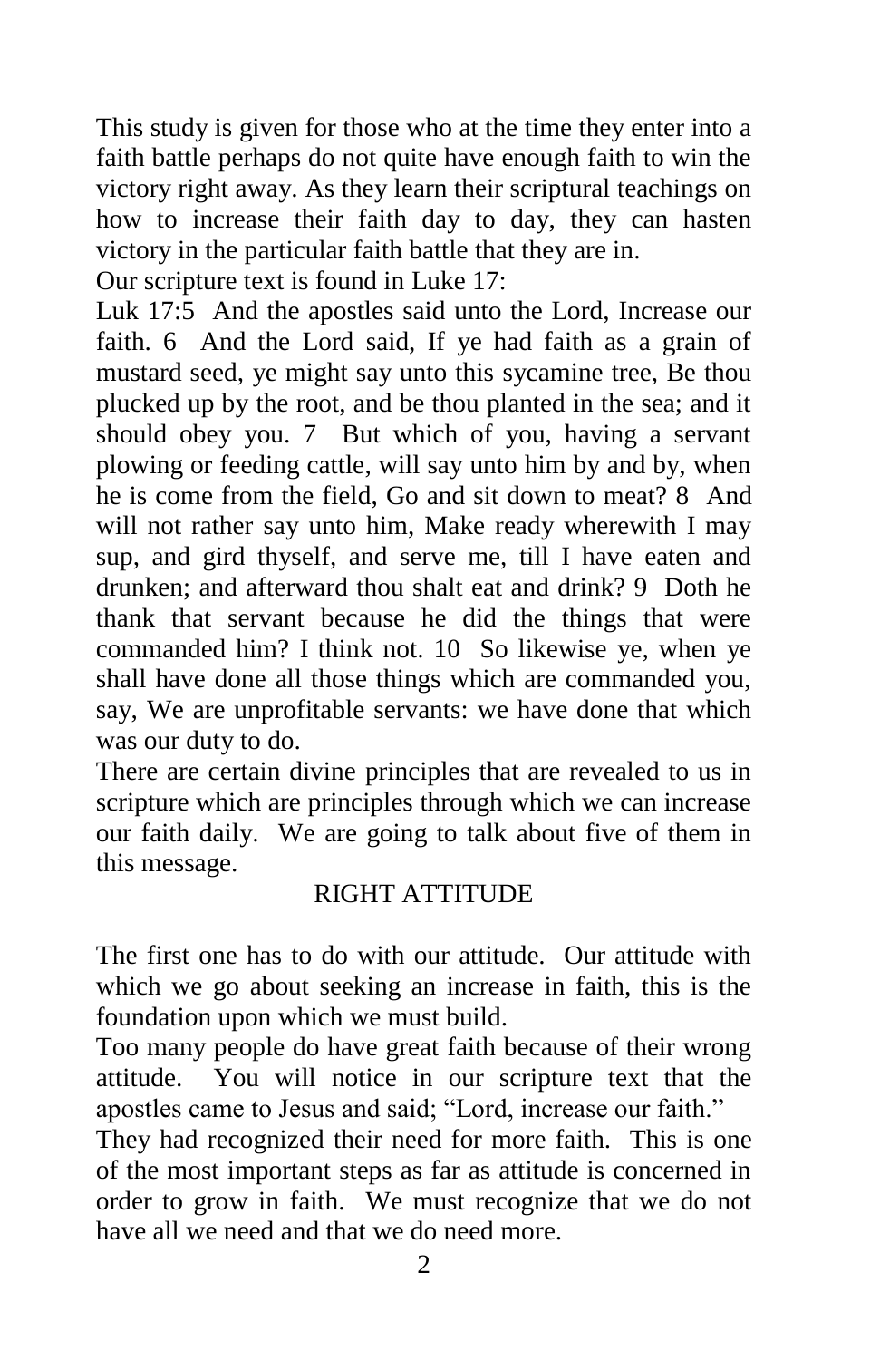This study is given for those who at the time they enter into a faith battle perhaps do not quite have enough faith to win the victory right away. As they learn their scriptural teachings on how to increase their faith day to day, they can hasten victory in the particular faith battle that they are in.

Our scripture text is found in Luke 17:

Luk 17:5 And the apostles said unto the Lord, Increase our faith. 6 And the Lord said, If ye had faith as a grain of mustard seed, ye might say unto this sycamine tree, Be thou plucked up by the root, and be thou planted in the sea; and it should obey you. 7 But which of you, having a servant plowing or feeding cattle, will say unto him by and by, when he is come from the field, Go and sit down to meat? 8 And will not rather say unto him, Make ready wherewith I may sup, and gird thyself, and serve me, till I have eaten and drunken; and afterward thou shalt eat and drink? 9 Doth he thank that servant because he did the things that were commanded him? I think not. 10 So likewise ye, when ye shall have done all those things which are commanded you, say, We are unprofitable servants: we have done that which was our duty to do.

There are certain divine principles that are revealed to us in scripture which are principles through which we can increase our faith daily. We are going to talk about five of them in this message.

## RIGHT ATTITUDE

The first one has to do with our attitude. Our attitude with which we go about seeking an increase in faith, this is the foundation upon which we must build.

Too many people do have great faith because of their wrong attitude. You will notice in our scripture text that the apostles came to Jesus and said; "Lord, increase our faith."

They had recognized their need for more faith. This is one of the most important steps as far as attitude is concerned in order to grow in faith. We must recognize that we do not have all we need and that we do need more.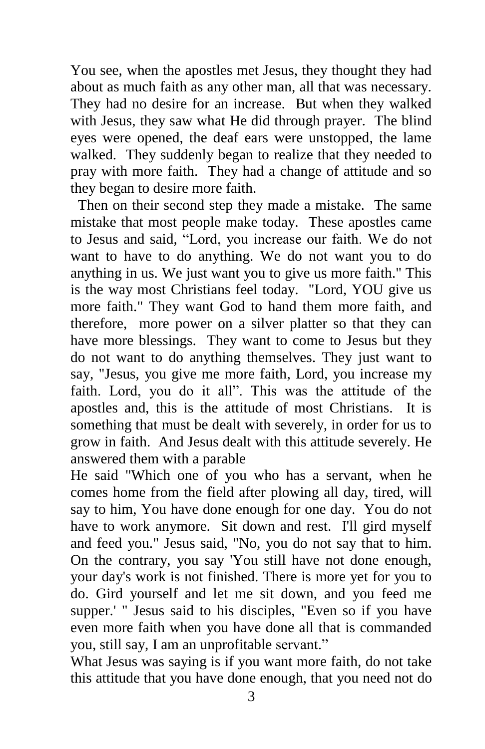You see, when the apostles met Jesus, they thought they had about as much faith as any other man, all that was necessary. They had no desire for an increase. But when they walked with Jesus, they saw what He did through prayer. The blind eyes were opened, the deaf ears were unstopped, the lame walked. They suddenly began to realize that they needed to pray with more faith. They had a change of attitude and so they began to desire more faith.

Then on their second step they made a mistake. The same mistake that most people make today. These apostles came to Jesus and said, "Lord, you increase our faith. We do not want to have to do anything. We do not want you to do anything in us. We just want you to give us more faith." This is the way most Christians feel today. "Lord, YOU give us more faith." They want God to hand them more faith, and therefore, more power on a silver platter so that they can have more blessings. They want to come to Jesus but they do not want to do anything themselves. They just want to say, "Jesus, you give me more faith, Lord, you increase my faith. Lord, you do it all". This was the attitude of the apostles and, this is the attitude of most Christians. It is something that must be dealt with severely, in order for us to grow in faith. And Jesus dealt with this attitude severely. He answered them with a parable

He said "Which one of you who has a servant, when he comes home from the field after plowing all day, tired, will say to him, You have done enough for one day. You do not have to work anymore. Sit down and rest. I'll gird myself and feed you." Jesus said, "No, you do not say that to him. On the contrary, you say 'You still have not done enough, your day's work is not finished. There is more yet for you to do. Gird yourself and let me sit down, and you feed me supper.' " Jesus said to his disciples, "Even so if you have even more faith when you have done all that is commanded you, still say, I am an unprofitable servant."

What Jesus was saying is if you want more faith, do not take this attitude that you have done enough, that you need not do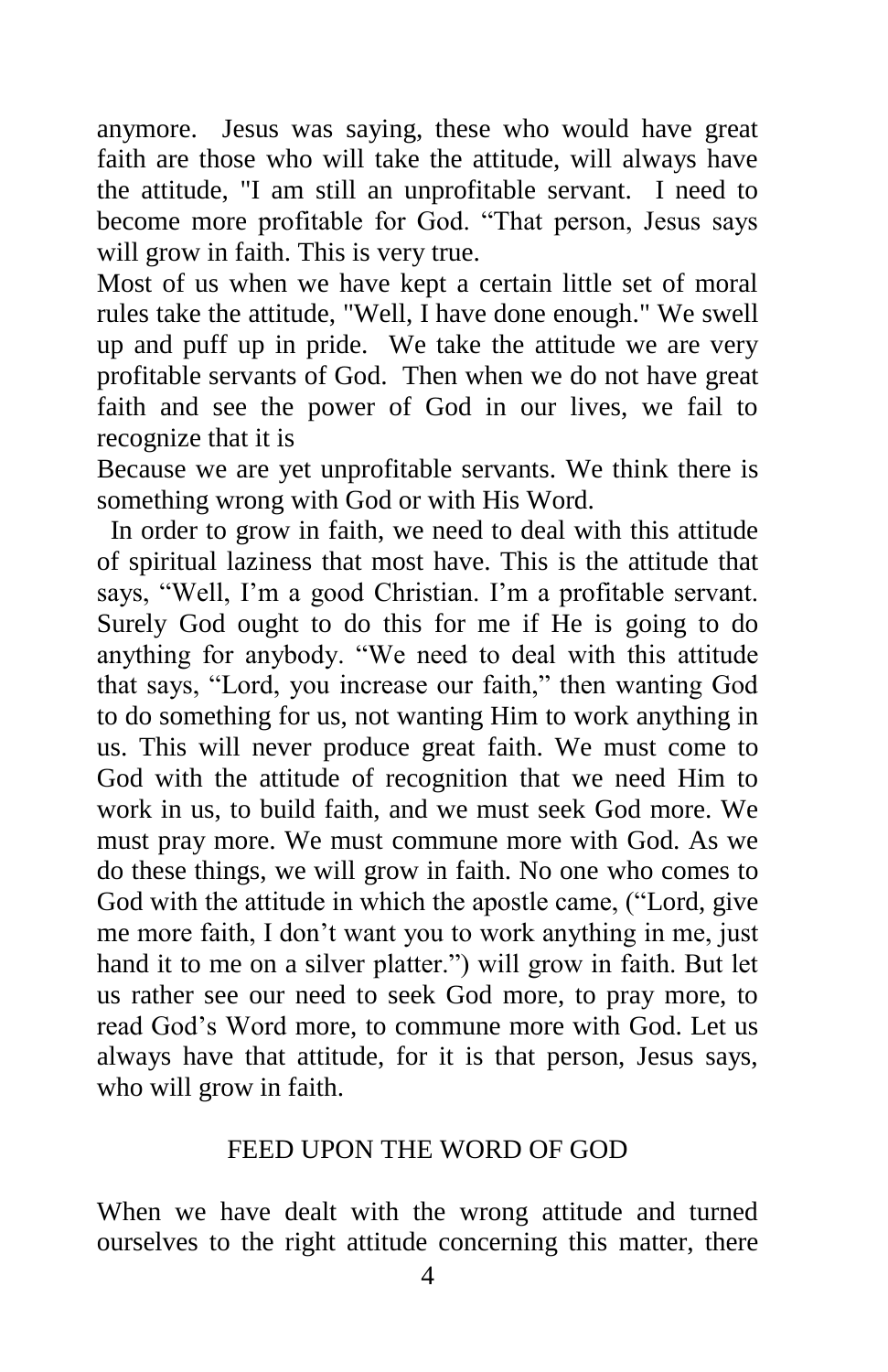anymore. Jesus was saying, these who would have great faith are those who will take the attitude, will always have the attitude, "I am still an unprofitable servant. I need to become more profitable for God. "That person, Jesus says will grow in faith. This is very true.

Most of us when we have kept a certain little set of moral rules take the attitude, "Well, I have done enough." We swell up and puff up in pride. We take the attitude we are very profitable servants of God. Then when we do not have great faith and see the power of God in our lives, we fail to recognize that it is

Because we are yet unprofitable servants. We think there is something wrong with God or with His Word.

In order to grow in faith, we need to deal with this attitude of spiritual laziness that most have. This is the attitude that says, "Well, I'm a good Christian. I'm a profitable servant. Surely God ought to do this for me if He is going to do anything for anybody. "We need to deal with this attitude that says, "Lord, you increase our faith," then wanting God to do something for us, not wanting Him to work anything in us. This will never produce great faith. We must come to God with the attitude of recognition that we need Him to work in us, to build faith, and we must seek God more. We must pray more. We must commune more with God. As we do these things, we will grow in faith. No one who comes to God with the attitude in which the apostle came, ("Lord, give me more faith, I don't want you to work anything in me, just hand it to me on a silver platter.") will grow in faith. But let us rather see our need to seek God more, to pray more, to read God's Word more, to commune more with God. Let us always have that attitude, for it is that person, Jesus says, who will grow in faith.

## FEED UPON THE WORD OF GOD

When we have dealt with the wrong attitude and turned ourselves to the right attitude concerning this matter, there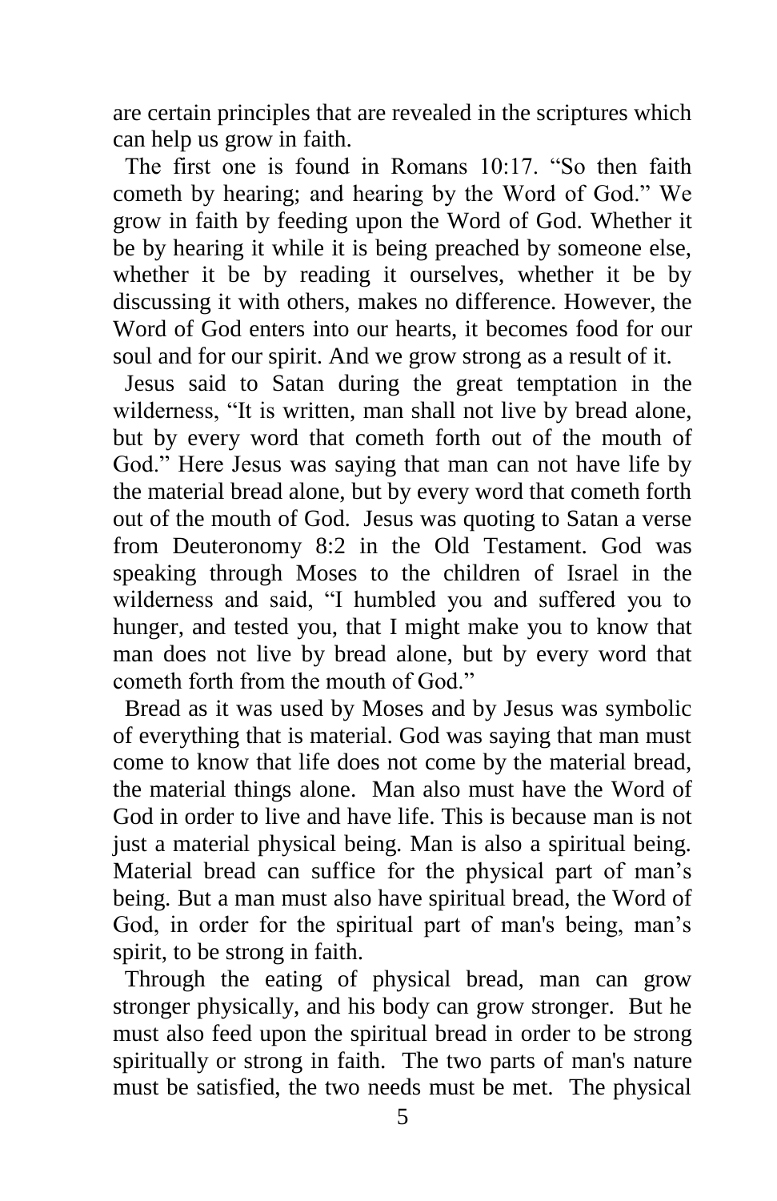are certain principles that are revealed in the scriptures which can help us grow in faith.

The first one is found in Romans 10:17. "So then faith cometh by hearing; and hearing by the Word of God." We grow in faith by feeding upon the Word of God. Whether it be by hearing it while it is being preached by someone else, whether it be by reading it ourselves, whether it be by discussing it with others, makes no difference. However, the Word of God enters into our hearts, it becomes food for our soul and for our spirit. And we grow strong as a result of it.

Jesus said to Satan during the great temptation in the wilderness, "It is written, man shall not live by bread alone, but by every word that cometh forth out of the mouth of God." Here Jesus was saying that man can not have life by the material bread alone, but by every word that cometh forth out of the mouth of God. Jesus was quoting to Satan a verse from Deuteronomy 8:2 in the Old Testament. God was speaking through Moses to the children of Israel in the wilderness and said, "I humbled you and suffered you to hunger, and tested you, that I might make you to know that man does not live by bread alone, but by every word that cometh forth from the mouth of God."

Bread as it was used by Moses and by Jesus was symbolic of everything that is material. God was saying that man must come to know that life does not come by the material bread, the material things alone. Man also must have the Word of God in order to live and have life. This is because man is not just a material physical being. Man is also a spiritual being. Material bread can suffice for the physical part of man's being. But a man must also have spiritual bread, the Word of God, in order for the spiritual part of man's being, man's spirit, to be strong in faith.

Through the eating of physical bread, man can grow stronger physically, and his body can grow stronger. But he must also feed upon the spiritual bread in order to be strong spiritually or strong in faith. The two parts of man's nature must be satisfied, the two needs must be met. The physical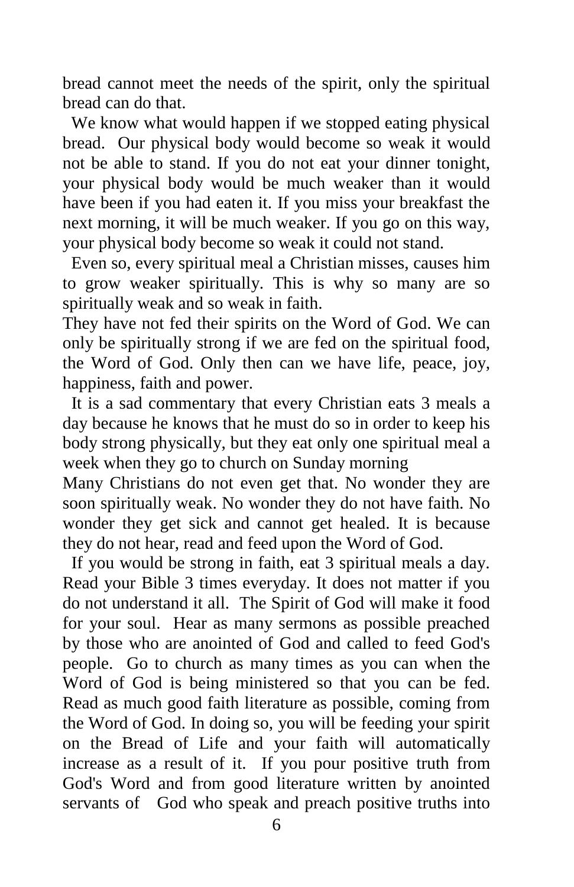bread cannot meet the needs of the spirit, only the spiritual bread can do that.

We know what would happen if we stopped eating physical bread. Our physical body would become so weak it would not be able to stand. If you do not eat your dinner tonight, your physical body would be much weaker than it would have been if you had eaten it. If you miss your breakfast the next morning, it will be much weaker. If you go on this way, your physical body become so weak it could not stand.

Even so, every spiritual meal a Christian misses, causes him to grow weaker spiritually. This is why so many are so spiritually weak and so weak in faith.

They have not fed their spirits on the Word of God. We can only be spiritually strong if we are fed on the spiritual food, the Word of God. Only then can we have life, peace, joy, happiness, faith and power.

It is a sad commentary that every Christian eats 3 meals a day because he knows that he must do so in order to keep his body strong physically, but they eat only one spiritual meal a week when they go to church on Sunday morning

Many Christians do not even get that. No wonder they are soon spiritually weak. No wonder they do not have faith. No wonder they get sick and cannot get healed. It is because they do not hear, read and feed upon the Word of God.

If you would be strong in faith, eat 3 spiritual meals a day. Read your Bible 3 times everyday. It does not matter if you do not understand it all. The Spirit of God will make it food for your soul. Hear as many sermons as possible preached by those who are anointed of God and called to feed God's people. Go to church as many times as you can when the Word of God is being ministered so that you can be fed. Read as much good faith literature as possible, coming from the Word of God. In doing so, you will be feeding your spirit on the Bread of Life and your faith will automatically increase as a result of it. If you pour positive truth from God's Word and from good literature written by anointed servants of God who speak and preach positive truths into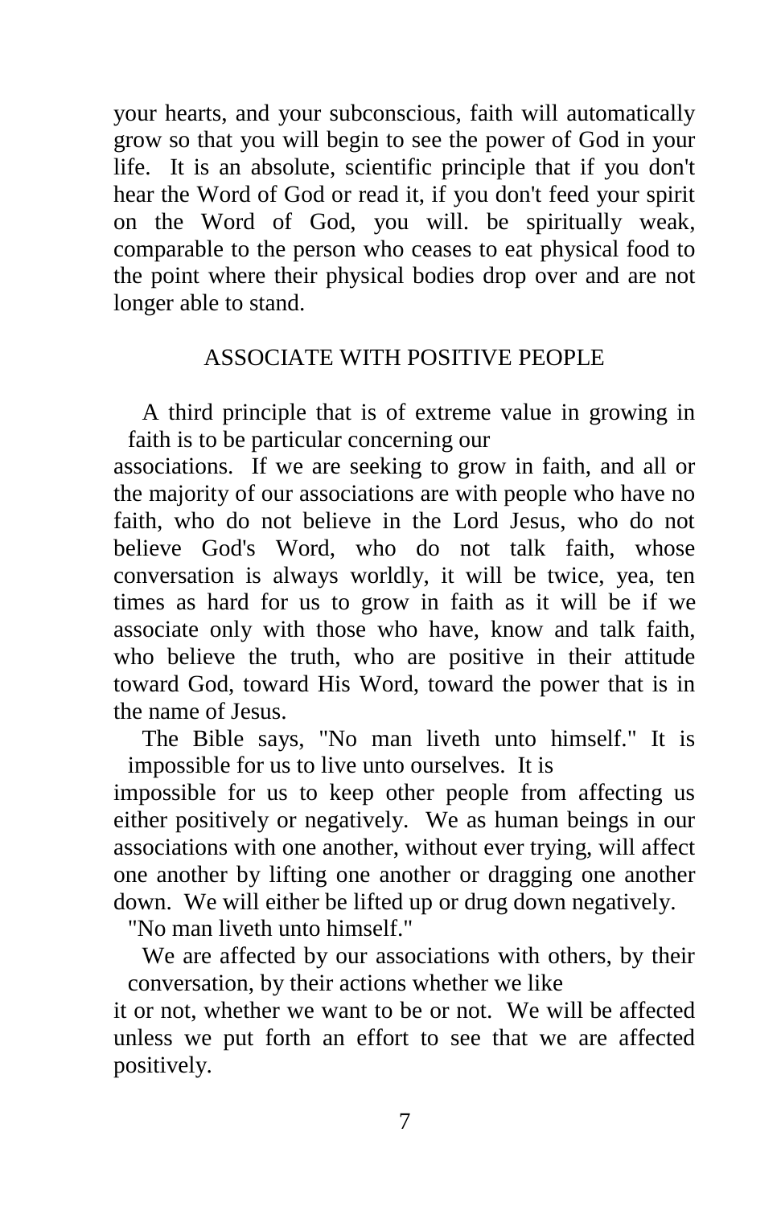your hearts, and your subconscious, faith will automatically grow so that you will begin to see the power of God in your life. It is an absolute, scientific principle that if you don't hear the Word of God or read it, if you don't feed your spirit on the Word of God, you will. be spiritually weak, comparable to the person who ceases to eat physical food to the point where their physical bodies drop over and are not longer able to stand.

## ASSOCIATE WITH POSITIVE PEOPLE

A third principle that is of extreme value in growing in faith is to be particular concerning our associations. If we are seeking to grow in faith, and all or the majority of our associations are with people who have no faith, who do not believe in the Lord Jesus, who do not believe God's Word, who do not talk faith, whose conversation is always worldly, it will be twice, yea, ten times as hard for us to grow in faith as it will be if we associate only with those who have, know and talk faith, who believe the truth, who are positive in their attitude toward God, toward His Word, toward the power that is in the name of Jesus.

The Bible says, "No man liveth unto himself." It is impossible for us to live unto ourselves. It is impossible for us to keep other people from affecting us either positively or negatively. We as human beings in our associations with one another, without ever trying, will affect one another by lifting one another or dragging one another down. We will either be lifted up or drug down negatively. "No man liveth unto himself."

We are affected by our associations with others, by their conversation, by their actions whether we like it or not, whether we want to be or not. We will be affected unless we put forth an effort to see that we are affected positively.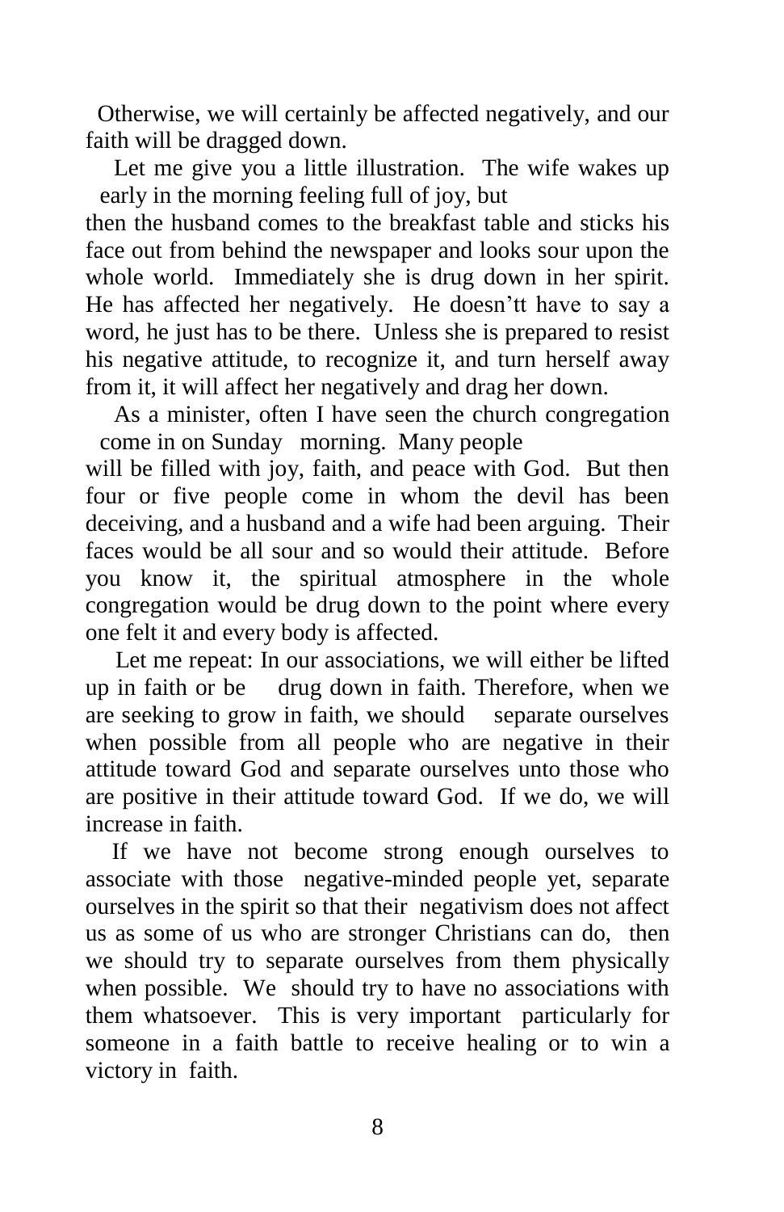Otherwise, we will certainly be affected negatively, and our faith will be dragged down.

Let me give you a little illustration. The wife wakes up early in the morning feeling full of joy, but then the husband comes to the breakfast table and sticks his face out from behind the newspaper and looks sour upon the whole world. Immediately she is drug down in her spirit. He has affected her negatively. He doesn'tt have to say a word, he just has to be there. Unless she is prepared to resist his negative attitude, to recognize it, and turn herself away from it, it will affect her negatively and drag her down.

As a minister, often I have seen the church congregation come in on Sunday morning. Many people will be filled with joy, faith, and peace with God. But then four or five people come in whom the devil has been deceiving, and a husband and a wife had been arguing. Their faces would be all sour and so would their attitude. Before you know it, the spiritual atmosphere in the whole congregation would be drug down to the point where every one felt it and every body is affected.

Let me repeat: In our associations, we will either be lifted up in faith or be drug down in faith. Therefore, when we are seeking to grow in faith, we should separate ourselves when possible from all people who are negative in their attitude toward God and separate ourselves unto those who are positive in their attitude toward God. If we do, we will increase in faith.

If we have not become strong enough ourselves to associate with those negative-minded people yet, separate ourselves in the spirit so that their negativism does not affect us as some of us who are stronger Christians can do, then we should try to separate ourselves from them physically when possible. We should try to have no associations with them whatsoever. This is very important particularly for someone in a faith battle to receive healing or to win a victory in faith.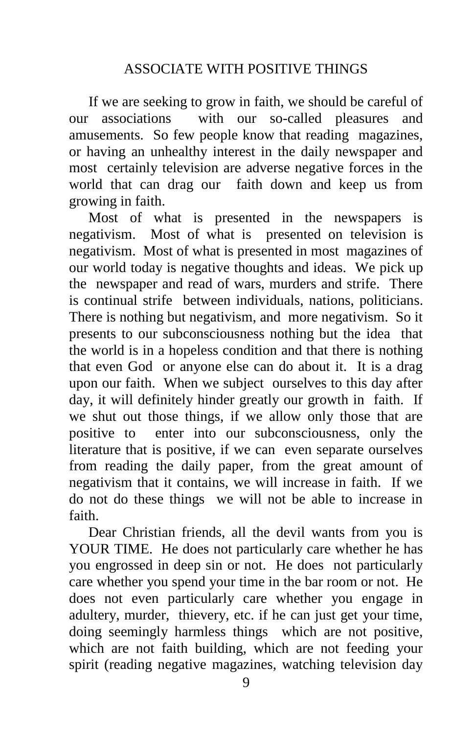## ASSOCIATE WITH POSITIVE THINGS

If we are seeking to grow in faith, we should be careful of our associations with our so-called pleasures and amusements. So few people know that reading magazines, or having an unhealthy interest in the daily newspaper and most certainly television are adverse negative forces in the world that can drag our faith down and keep us from growing in faith.

Most of what is presented in the newspapers is negativism. Most of what is presented on television is negativism. Most of what is presented in most magazines of our world today is negative thoughts and ideas. We pick up the newspaper and read of wars, murders and strife. There is continual strife between individuals, nations, politicians. There is nothing but negativism, and more negativism. So it presents to our subconsciousness nothing but the idea that the world is in a hopeless condition and that there is nothing that even God or anyone else can do about it. It is a drag upon our faith. When we subject ourselves to this day after day, it will definitely hinder greatly our growth in faith. If we shut out those things, if we allow only those that are positive to enter into our subconsciousness, only the literature that is positive, if we can even separate ourselves from reading the daily paper, from the great amount of negativism that it contains, we will increase in faith. If we do not do these things we will not be able to increase in faith.

Dear Christian friends, all the devil wants from you is YOUR TIME. He does not particularly care whether he has you engrossed in deep sin or not. He does not particularly care whether you spend your time in the bar room or not. He does not even particularly care whether you engage in adultery, murder, thievery, etc. if he can just get your time, doing seemingly harmless things which are not positive, which are not faith building, which are not feeding your spirit (reading negative magazines, watching television day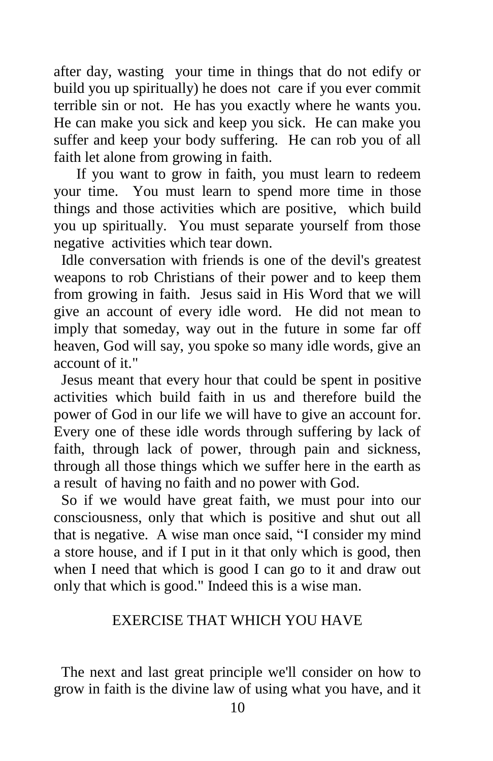after day, wasting your time in things that do not edify or build you up spiritually) he does not care if you ever commit terrible sin or not. He has you exactly where he wants you. He can make you sick and keep you sick. He can make you suffer and keep your body suffering. He can rob you of all faith let alone from growing in faith.

If you want to grow in faith, you must learn to redeem your time. You must learn to spend more time in those things and those activities which are positive, which build you up spiritually. You must separate yourself from those negative activities which tear down.

Idle conversation with friends is one of the devil's greatest weapons to rob Christians of their power and to keep them from growing in faith. Jesus said in His Word that we will give an account of every idle word. He did not mean to imply that someday, way out in the future in some far off heaven, God will say, you spoke so many idle words, give an account of it."

Jesus meant that every hour that could be spent in positive activities which build faith in us and therefore build the power of God in our life we will have to give an account for. Every one of these idle words through suffering by lack of faith, through lack of power, through pain and sickness, through all those things which we suffer here in the earth as a result of having no faith and no power with God.

So if we would have great faith, we must pour into our consciousness, only that which is positive and shut out all that is negative. A wise man once said, "I consider my mind a store house, and if I put in it that only which is good, then when I need that which is good I can go to it and draw out only that which is good." Indeed this is a wise man.

## EXERCISE THAT WHICH YOU HAVE

The next and last great principle we'll consider on how to grow in faith is the divine law of using what you have, and it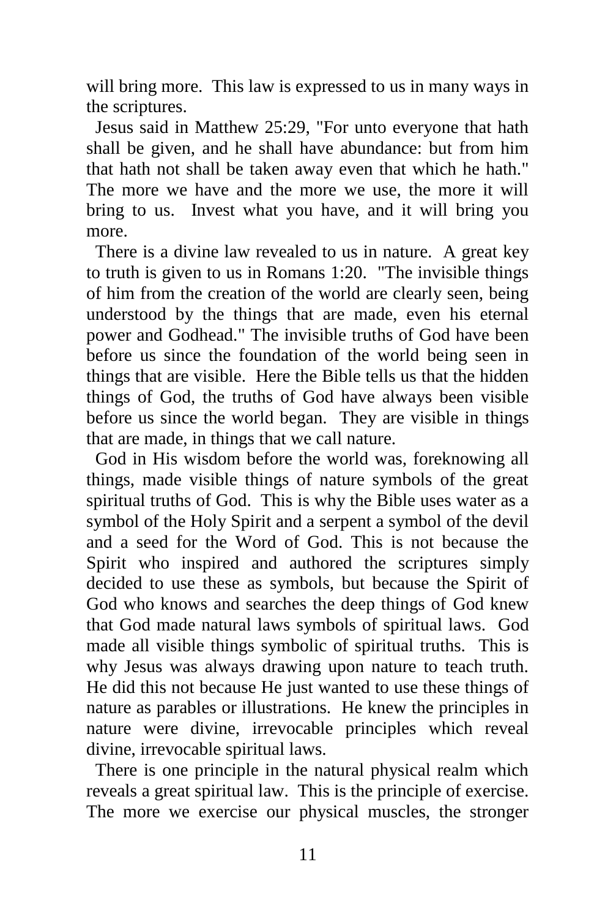will bring more. This law is expressed to us in many ways in the scriptures.

Jesus said in Matthew 25:29, "For unto everyone that hath shall be given, and he shall have abundance: but from him that hath not shall be taken away even that which he hath." The more we have and the more we use, the more it will bring to us. Invest what you have, and it will bring you more.

There is a divine law revealed to us in nature. A great key to truth is given to us in Romans 1:20. "The invisible things of him from the creation of the world are clearly seen, being understood by the things that are made, even his eternal power and Godhead." The invisible truths of God have been before us since the foundation of the world being seen in things that are visible. Here the Bible tells us that the hidden things of God, the truths of God have always been visible before us since the world began. They are visible in things that are made, in things that we call nature.

God in His wisdom before the world was, foreknowing all things, made visible things of nature symbols of the great spiritual truths of God. This is why the Bible uses water as a symbol of the Holy Spirit and a serpent a symbol of the devil and a seed for the Word of God. This is not because the Spirit who inspired and authored the scriptures simply decided to use these as symbols, but because the Spirit of God who knows and searches the deep things of God knew that God made natural laws symbols of spiritual laws. God made all visible things symbolic of spiritual truths. This is why Jesus was always drawing upon nature to teach truth. He did this not because He just wanted to use these things of nature as parables or illustrations. He knew the principles in nature were divine, irrevocable principles which reveal divine, irrevocable spiritual laws.

There is one principle in the natural physical realm which reveals a great spiritual law. This is the principle of exercise. The more we exercise our physical muscles, the stronger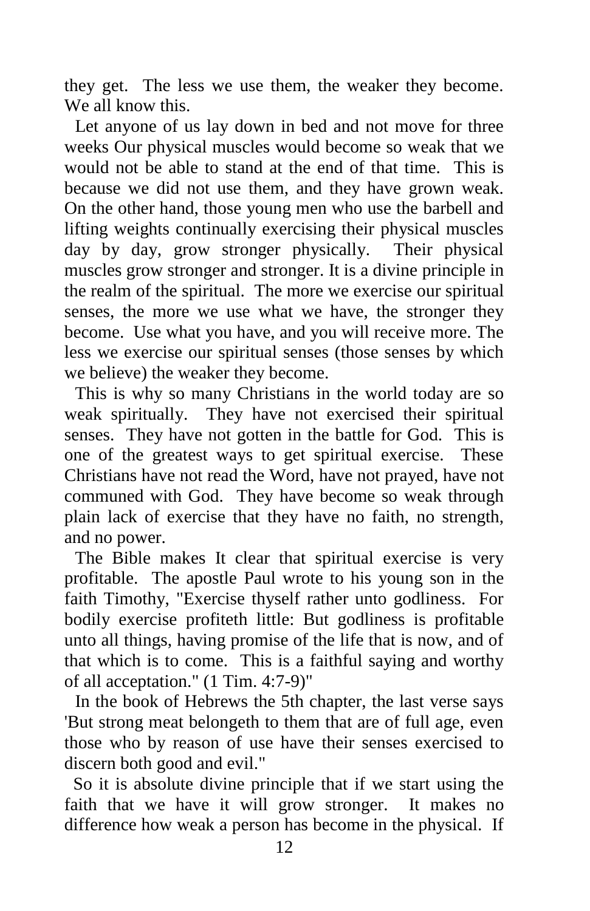they get. The less we use them, the weaker they become. We all know this.

Let anyone of us lay down in bed and not move for three weeks Our physical muscles would become so weak that we would not be able to stand at the end of that time. This is because we did not use them, and they have grown weak. On the other hand, those young men who use the barbell and lifting weights continually exercising their physical muscles day by day, grow stronger physically. Their physical muscles grow stronger and stronger. It is a divine principle in the realm of the spiritual. The more we exercise our spiritual senses, the more we use what we have, the stronger they become. Use what you have, and you will receive more. The less we exercise our spiritual senses (those senses by which we believe) the weaker they become.

This is why so many Christians in the world today are so weak spiritually. They have not exercised their spiritual senses. They have not gotten in the battle for God. This is one of the greatest ways to get spiritual exercise. These Christians have not read the Word, have not prayed, have not communed with God. They have become so weak through plain lack of exercise that they have no faith, no strength, and no power.

The Bible makes It clear that spiritual exercise is very profitable. The apostle Paul wrote to his young son in the faith Timothy, "Exercise thyself rather unto godliness. For bodily exercise profiteth little: But godliness is profitable unto all things, having promise of the life that is now, and of that which is to come. This is a faithful saying and worthy of all acceptation." (1 Tim. 4:7-9)"

In the book of Hebrews the 5th chapter, the last verse says 'But strong meat belongeth to them that are of full age, even those who by reason of use have their senses exercised to discern both good and evil."

So it is absolute divine principle that if we start using the faith that we have it will grow stronger. It makes no difference how weak a person has become in the physical. If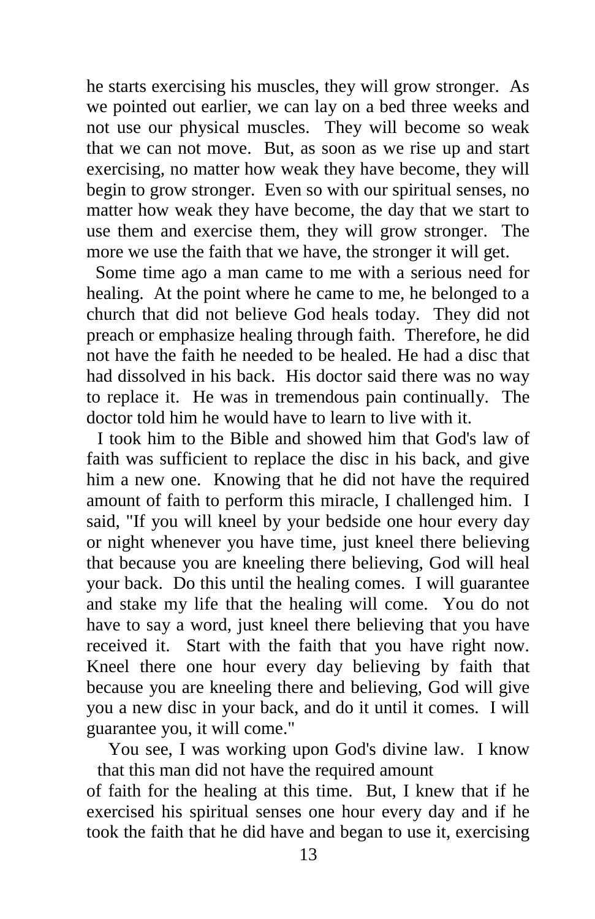he starts exercising his muscles, they will grow stronger. As we pointed out earlier, we can lay on a bed three weeks and not use our physical muscles. They will become so weak that we can not move. But, as soon as we rise up and start exercising, no matter how weak they have become, they will begin to grow stronger. Even so with our spiritual senses, no matter how weak they have become, the day that we start to use them and exercise them, they will grow stronger. The more we use the faith that we have, the stronger it will get.

Some time ago a man came to me with a serious need for healing. At the point where he came to me, he belonged to a church that did not believe God heals today. They did not preach or emphasize healing through faith. Therefore, he did not have the faith he needed to be healed. He had a disc that had dissolved in his back. His doctor said there was no way to replace it. He was in tremendous pain continually. The doctor told him he would have to learn to live with it.

I took him to the Bible and showed him that God's law of faith was sufficient to replace the disc in his back, and give him a new one. Knowing that he did not have the required amount of faith to perform this miracle, I challenged him. I said, "If you will kneel by your bedside one hour every day or night whenever you have time, just kneel there believing that because you are kneeling there believing, God will heal your back. Do this until the healing comes. I will guarantee and stake my life that the healing will come. You do not have to say a word, just kneel there believing that you have received it. Start with the faith that you have right now. Kneel there one hour every day believing by faith that because you are kneeling there and believing, God will give you a new disc in your back, and do it until it comes. I will guarantee you, it will come."

You see, I was working upon God's divine law. I know that this man did not have the required amount of faith for the healing at this time. But, I knew that if he exercised his spiritual senses one hour every day and if he took the faith that he did have and began to use it, exercising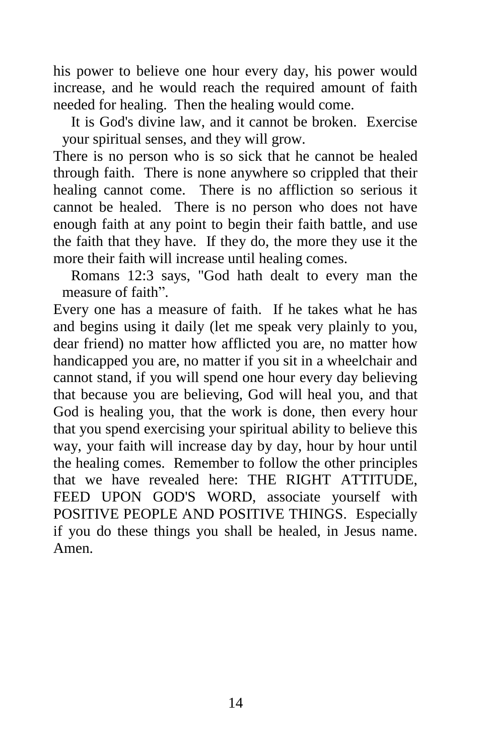his power to believe one hour every day, his power would increase, and he would reach the required amount of faith needed for healing. Then the healing would come.

It is God's divine law, and it cannot be broken. Exercise your spiritual senses, and they will grow.

There is no person who is so sick that he cannot be healed through faith. There is none anywhere so crippled that their healing cannot come. There is no affliction so serious it cannot be healed. There is no person who does not have enough faith at any point to begin their faith battle, and use the faith that they have. If they do, the more they use it the more their faith will increase until healing comes.

Romans 12:3 says, "God hath dealt to every man the measure of faith".

Every one has a measure of faith. If he takes what he has and begins using it daily (let me speak very plainly to you, dear friend) no matter how afflicted you are, no matter how handicapped you are, no matter if you sit in a wheelchair and cannot stand, if you will spend one hour every day believing that because you are believing, God will heal you, and that God is healing you, that the work is done, then every hour that you spend exercising your spiritual ability to believe this way, your faith will increase day by day, hour by hour until the healing comes. Remember to follow the other principles that we have revealed here: THE RIGHT ATTITUDE, FEED UPON GOD'S WORD, associate yourself with POSITIVE PEOPLE AND POSITIVE THINGS. Especially if you do these things you shall be healed, in Jesus name. Amen.